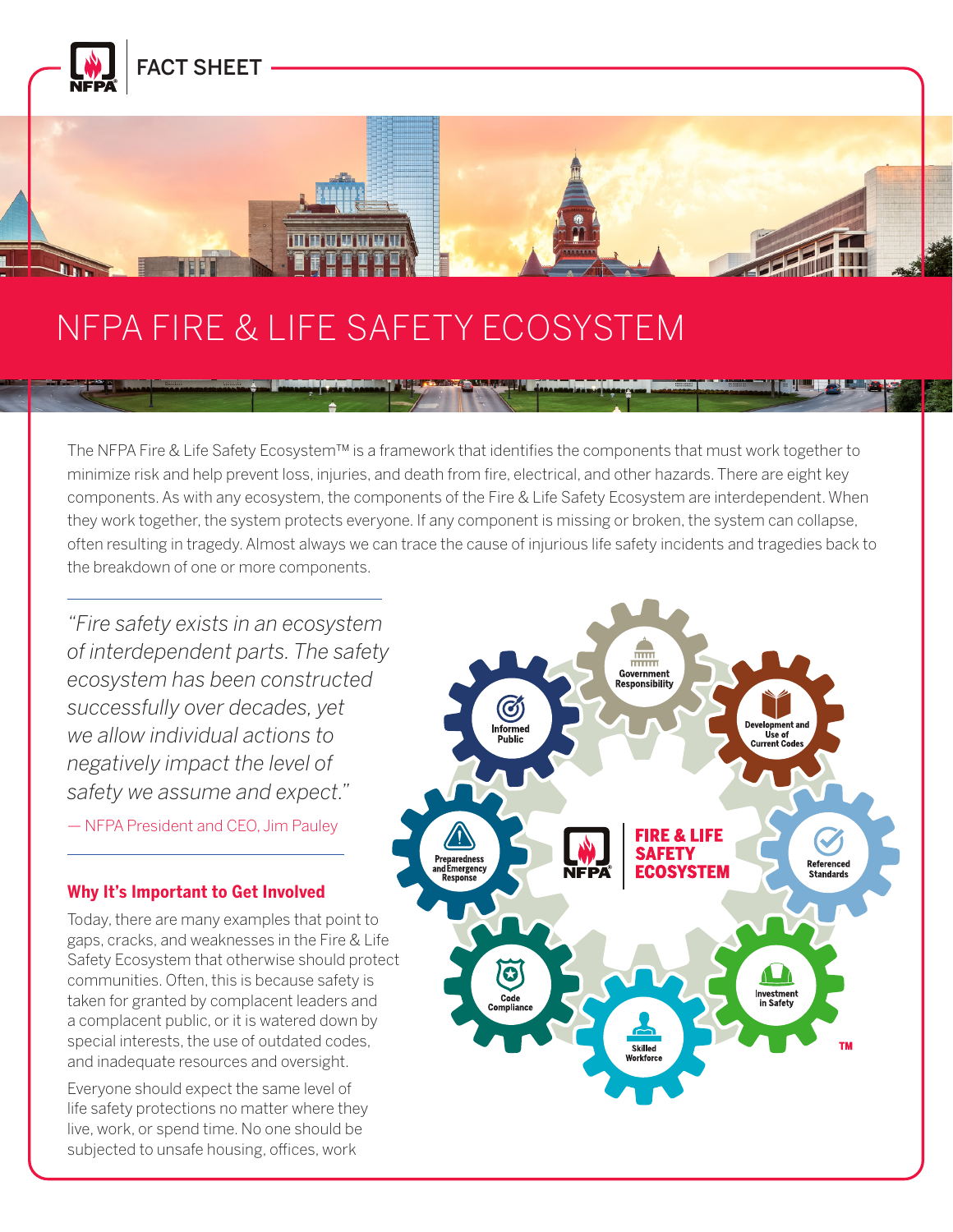FACT SHEET

# NFPA FIRE & LIFE SAFETY ECOSYSTEM

The NFPA Fire & Life Safety Ecosystem™ is a framework that identifies the components that must work together to minimize risk and help prevent loss, injuries, and death from fire, electrical, and other hazards. There are eight key components. As with any ecosystem, the components of the Fire & Life Safety Ecosystem are interdependent. When they work together, the system protects everyone. If any component is missing or broken, the system can collapse, often resulting in tragedy. Almost always we can trace the cause of injurious life safety incidents and tragedies back to the breakdown of one or more components.

*"Fire safety exists in an ecosystem of interdependent parts. The safety ecosystem has been constructed successfully over decades, yet we allow individual actions to negatively impact the level of safety we assume and expect."*

— NFPA President and CEO, Jim Pauley

### Why It's Important to Get Involved

Today, there are many examples that point to gaps, cracks, and weaknesses in the Fire & Life Safety Ecosystem that otherwise should protect communities. Often, this is because safety is taken for granted by complacent leaders and a complacent public, or it is watered down by special interests, the use of outdated codes, and inadequate resources and oversight.

Everyone should expect the same level of life safety protections no matter where they live, work, or spend time. No one should be subjected to unsafe housing, offices, work

**FIRE & LIFE SAFETY ECOSYSTEM**™

- Government Responsibility
- Development and Use of Current Codes
- Referenced Standards
- Investment in Safety
- Skilled Workforce
- Code Compliance
- Preparedness and Emergency Response
- Informed Public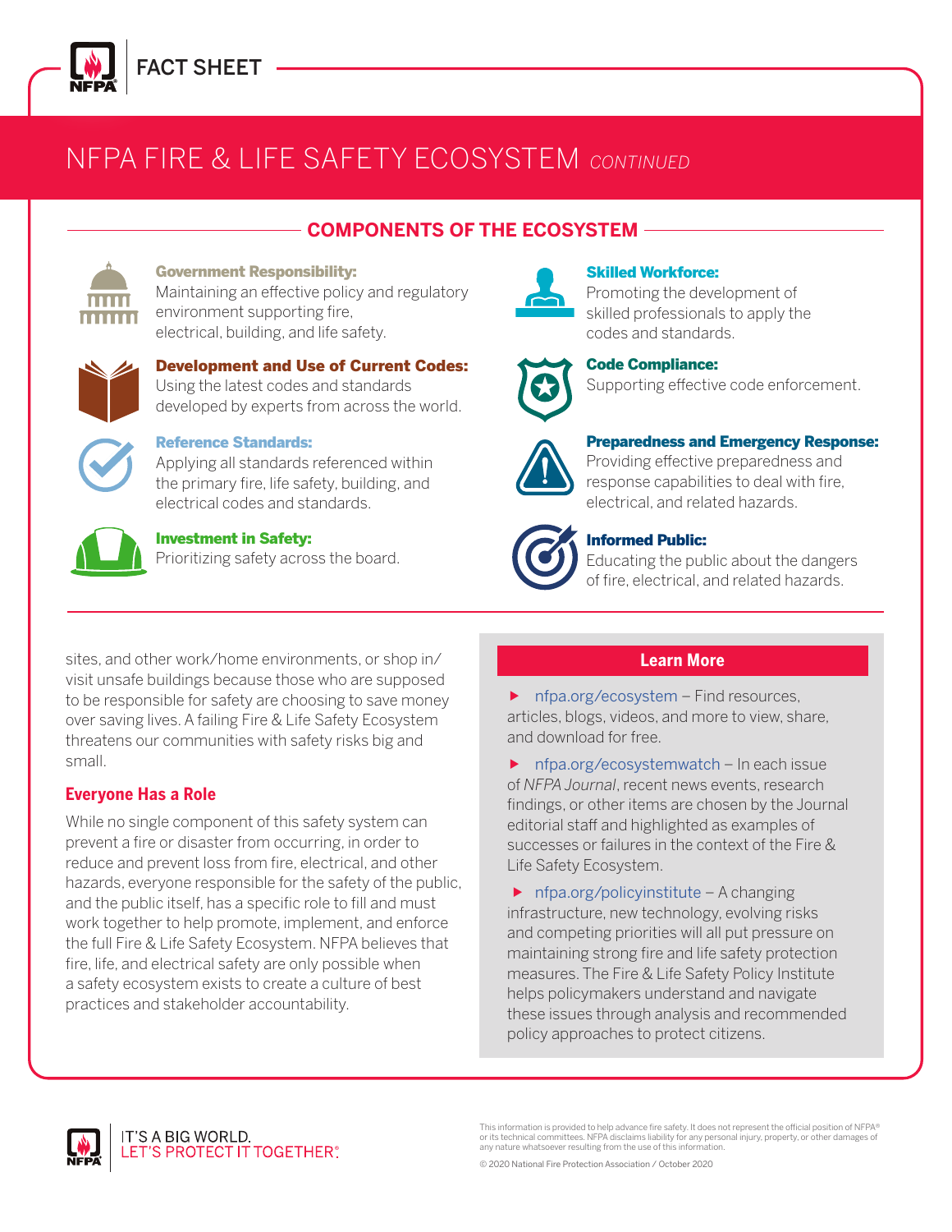# NFPA FIRE & LIFE SAFETY ECOSYSTEM *CONTINUED*

## COMPONENTS OF THE ECOSYSTEM

**Government Responsibility:**
Maintaining an effective policy and regulatory environment supporting fire, electrical, building, and life safety.

**Development and Use of Current Codes:**
Using the latest codes and standards developed by experts from across the world.

**Reference Standards:**
Applying all standards referenced within the primary fire, life safety, building, and electrical codes and standards.

**Investment in Safety:**
Prioritizing safety across the board.

**Skilled Workforce:**
Promoting the development of skilled professionals to apply the codes and standards.

**Code Compliance:**
Supporting effective code enforcement.

**Preparedness and Emergency Response:**
Providing effective preparedness and response capabilities to deal with fire, electrical, and related hazards.

**Informed Public:**
Educating the public about the dangers of fire, electrical, and related hazards.

sites, and other work/home environments, or shop in/visit unsafe buildings because those who are supposed to be responsible for safety are choosing to save money over saving lives. A failing Fire & Life Safety Ecosystem threatens our communities with safety risks big and small.

### Everyone Has a Role

While no single component of this safety system can prevent a fire or disaster from occurring, in order to reduce and prevent loss from fire, electrical, and other hazards, everyone responsible for the safety of the public, and the public itself, has a specific role to fill and must work together to help promote, implement, and enforce the full Fire & Life Safety Ecosystem. NFPA believes that fire, life, and electrical safety are only possible when a safety ecosystem exists to create a culture of best practices and stakeholder accountability.

### Learn More

- nfpa.org/ecosystem – Find resources, articles, blogs, videos, and more to view, share, and download for free.
- nfpa.org/ecosystemwatch – In each issue of *NFPA Journal*, recent news events, research findings, or other items are chosen by the Journal editorial staff and highlighted as examples of successes or failures in the context of the Fire & Life Safety Ecosystem.
- nfpa.org/policyinstitute – A changing infrastructure, new technology, evolving risks and competing priorities will all put pressure on maintaining strong fire and life safety protection measures. The Fire & Life Safety Policy Institute helps policymakers understand and navigate these issues through analysis and recommended policy approaches to protect citizens.

IT'S A BIG WORLD.
LET'S PROTECT IT TOGETHER.®

This information is provided to help advance fire safety. It does not represent the official position of NFPA® or its technical committees. NFPA disclaims liability for any personal injury, property, or other damages of any nature whatsoever resulting from the use of this information.

© 2020 National Fire Protection Association / October 2020